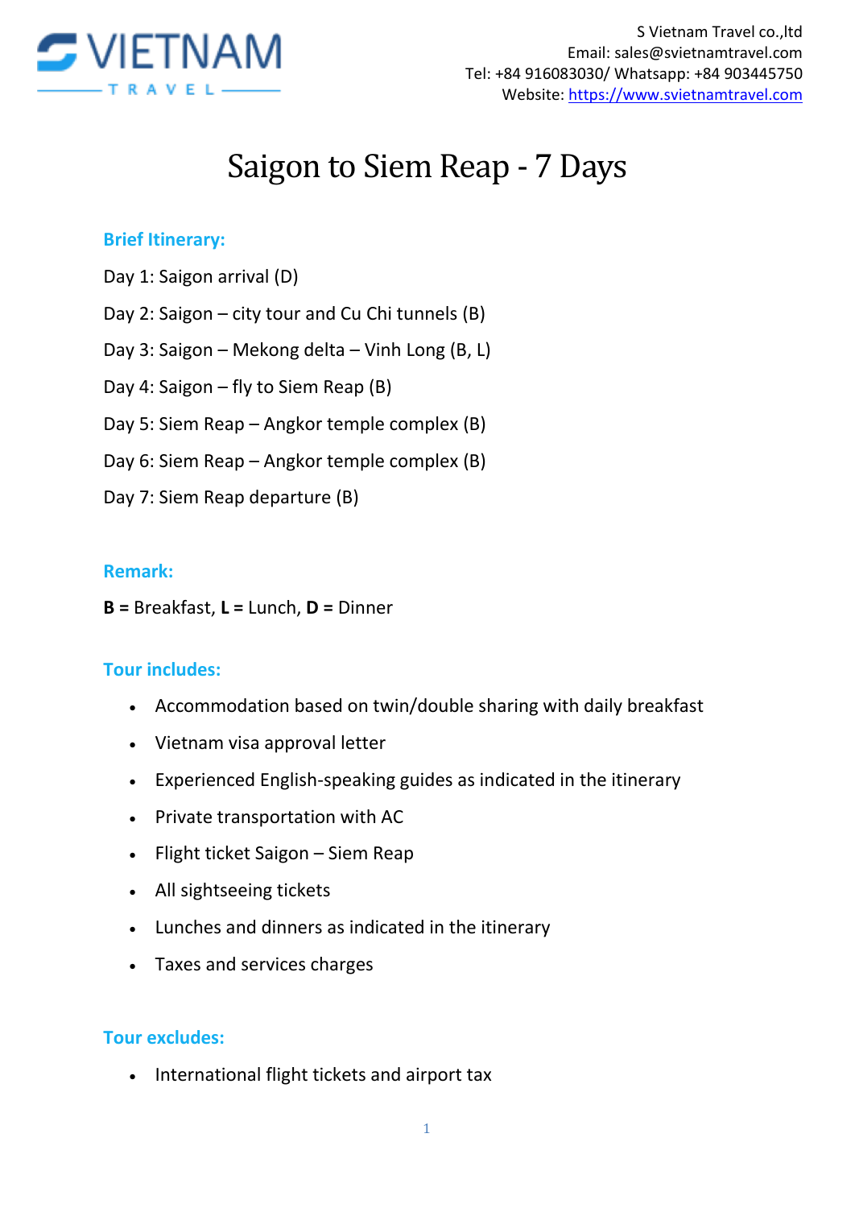S Vietnam Travel co.,ltd
Email: sales@svietnamtravel.com
Tel: +84 916083030/ Whatsapp: +84 903445750
Website: https://www.svietnamtravel.com

# Saigon to Siem Reap - 7 Days

## Brief Itinerary:

Day 1: Saigon arrival (D)

Day 2: Saigon – city tour and Cu Chi tunnels (B)

Day 3: Saigon – Mekong delta – Vinh Long (B, L)

Day 4: Saigon – fly to Siem Reap (B)

Day 5: Siem Reap – Angkor temple complex (B)

Day 6: Siem Reap – Angkor temple complex (B)

Day 7: Siem Reap departure (B)

## Remark:

**B** = Breakfast, **L** = Lunch, **D** = Dinner

## Tour includes:

- Accommodation based on twin/double sharing with daily breakfast
- Vietnam visa approval letter
- Experienced English-speaking guides as indicated in the itinerary
- Private transportation with AC
- Flight ticket Saigon – Siem Reap
- All sightseeing tickets
- Lunches and dinners as indicated in the itinerary
- Taxes and services charges

## Tour excludes:

- International flight tickets and airport tax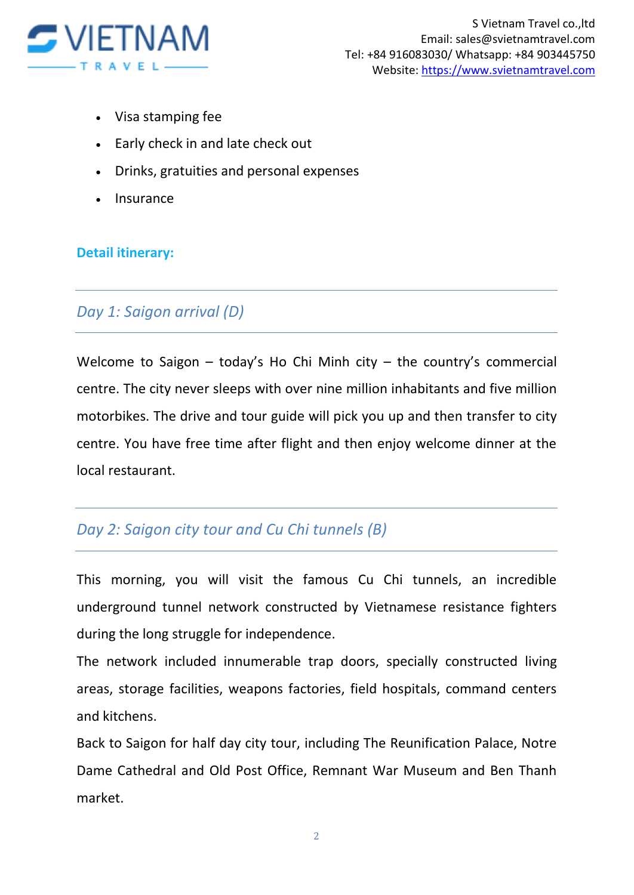- Visa stamping fee
- Early check in and late check out
- Drinks, gratuities and personal expenses
- Insurance

**Detail itinerary:**

## *Day 1: Saigon arrival (D)*

Welcome to Saigon – today's Ho Chi Minh city – the country's commercial centre. The city never sleeps with over nine million inhabitants and five million motorbikes. The drive and tour guide will pick you up and then transfer to city centre. You have free time after flight and then enjoy welcome dinner at the local restaurant.

## *Day 2: Saigon city tour and Cu Chi tunnels (B)*

This morning, you will visit the famous Cu Chi tunnels, an incredible underground tunnel network constructed by Vietnamese resistance fighters during the long struggle for independence.

The network included innumerable trap doors, specially constructed living areas, storage facilities, weapons factories, field hospitals, command centers and kitchens.

Back to Saigon for half day city tour, including The Reunification Palace, Notre Dame Cathedral and Old Post Office, Remnant War Museum and Ben Thanh market.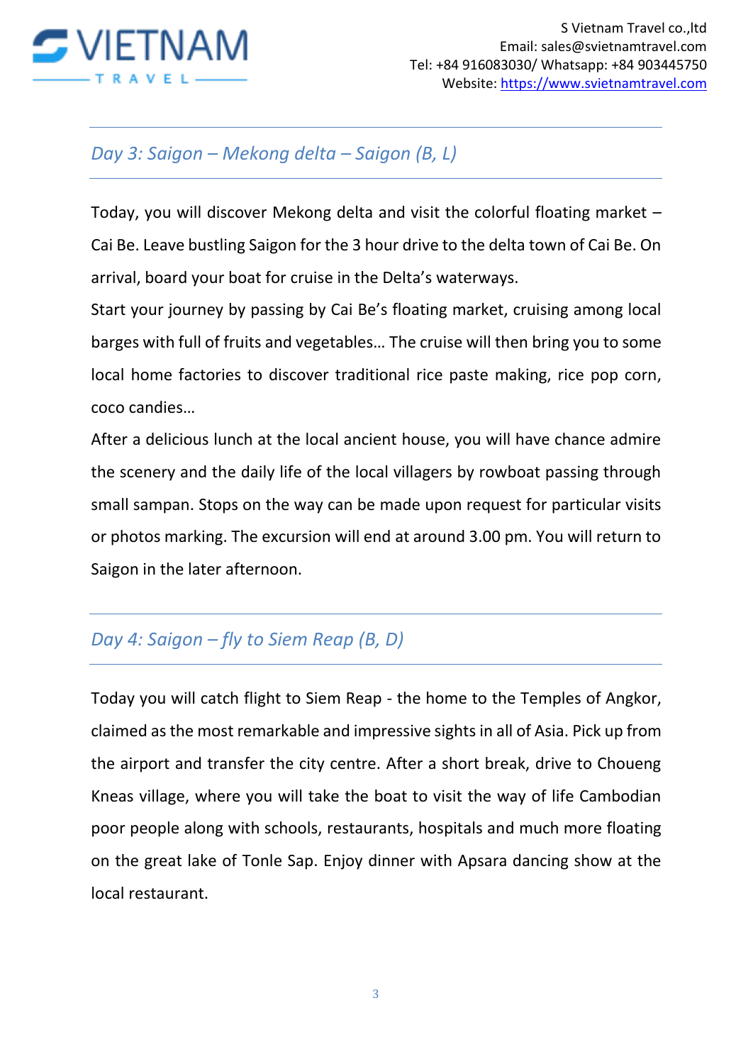## *Day 3: Saigon – Mekong delta – Saigon (B, L)*

Today, you will discover Mekong delta and visit the colorful floating market – Cai Be. Leave bustling Saigon for the 3 hour drive to the delta town of Cai Be. On arrival, board your boat for cruise in the Delta's waterways.

Start your journey by passing by Cai Be's floating market, cruising among local barges with full of fruits and vegetables… The cruise will then bring you to some local home factories to discover traditional rice paste making, rice pop corn, coco candies…

After a delicious lunch at the local ancient house, you will have chance admire the scenery and the daily life of the local villagers by rowboat passing through small sampan. Stops on the way can be made upon request for particular visits or photos marking. The excursion will end at around 3.00 pm. You will return to Saigon in the later afternoon.

## *Day 4: Saigon – fly to Siem Reap (B, D)*

Today you will catch flight to Siem Reap - the home to the Temples of Angkor, claimed as the most remarkable and impressive sights in all of Asia. Pick up from the airport and transfer the city centre. After a short break, drive to Choueng Kneas village, where you will take the boat to visit the way of life Cambodian poor people along with schools, restaurants, hospitals and much more floating on the great lake of Tonle Sap. Enjoy dinner with Apsara dancing show at the local restaurant.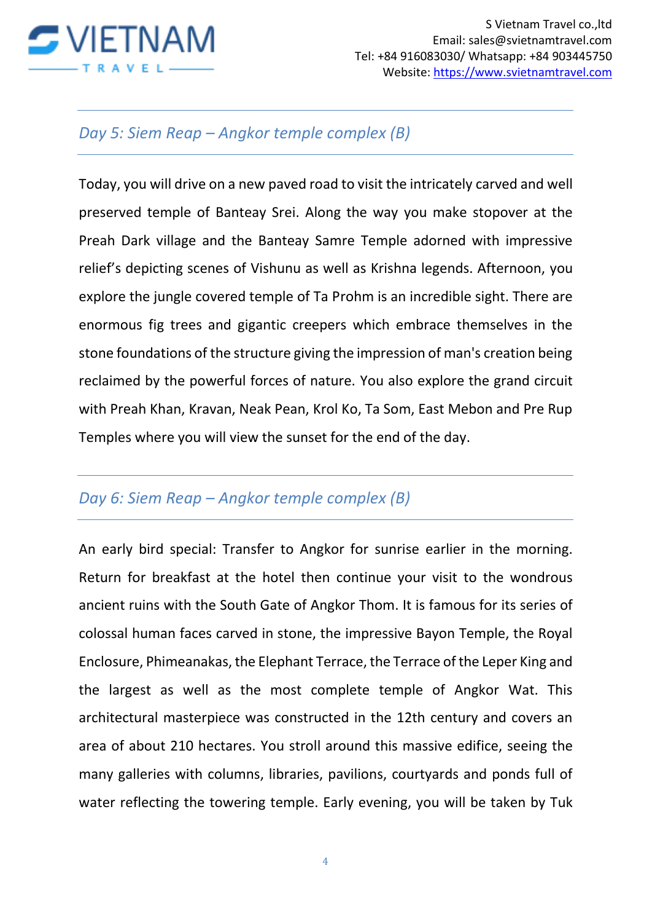## *Day 5: Siem Reap – Angkor temple complex (B)*

Today, you will drive on a new paved road to visit the intricately carved and well preserved temple of Banteay Srei. Along the way you make stopover at the Preah Dark village and the Banteay Samre Temple adorned with impressive relief's depicting scenes of Vishunu as well as Krishna legends. Afternoon, you explore the jungle covered temple of Ta Prohm is an incredible sight. There are enormous fig trees and gigantic creepers which embrace themselves in the stone foundations of the structure giving the impression of man's creation being reclaimed by the powerful forces of nature. You also explore the grand circuit with Preah Khan, Kravan, Neak Pean, Krol Ko, Ta Som, East Mebon and Pre Rup Temples where you will view the sunset for the end of the day.

## *Day 6: Siem Reap – Angkor temple complex (B)*

An early bird special: Transfer to Angkor for sunrise earlier in the morning. Return for breakfast at the hotel then continue your visit to the wondrous ancient ruins with the South Gate of Angkor Thom. It is famous for its series of colossal human faces carved in stone, the impressive Bayon Temple, the Royal Enclosure, Phimeanakas, the Elephant Terrace, the Terrace of the Leper King and the largest as well as the most complete temple of Angkor Wat. This architectural masterpiece was constructed in the 12th century and covers an area of about 210 hectares. You stroll around this massive edifice, seeing the many galleries with columns, libraries, pavilions, courtyards and ponds full of water reflecting the towering temple. Early evening, you will be taken by Tuk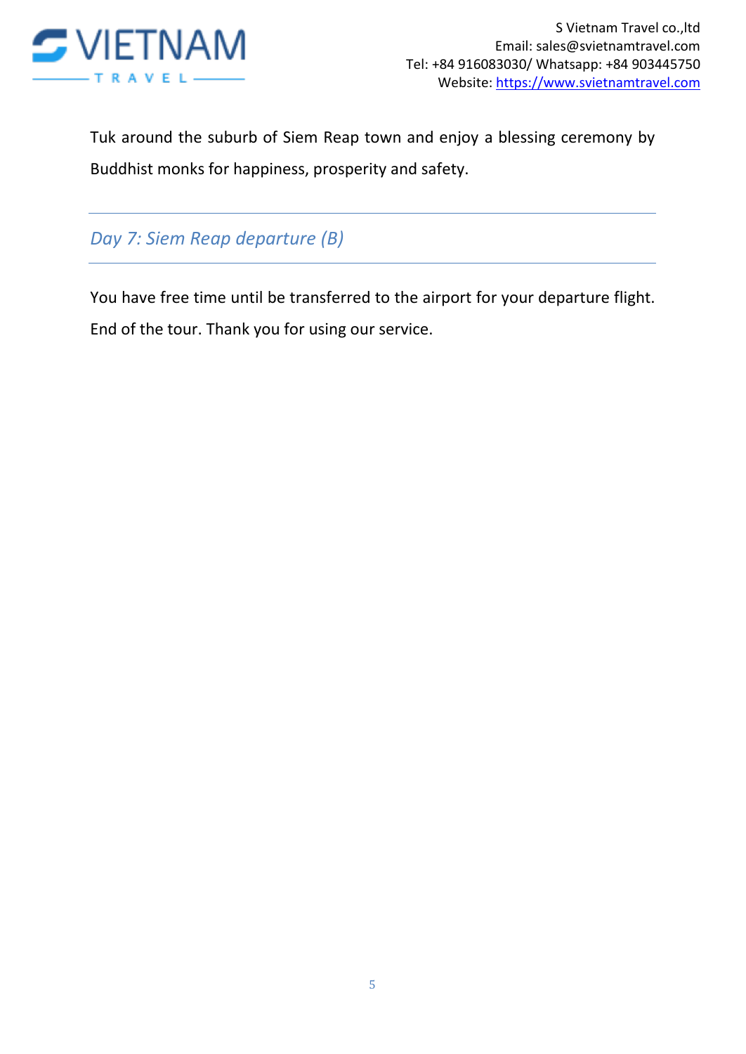Tuk around the suburb of Siem Reap town and enjoy a blessing ceremony by Buddhist monks for happiness, prosperity and safety.

## *Day 7: Siem Reap departure (B)*

You have free time until be transferred to the airport for your departure flight. End of the tour. Thank you for using our service.